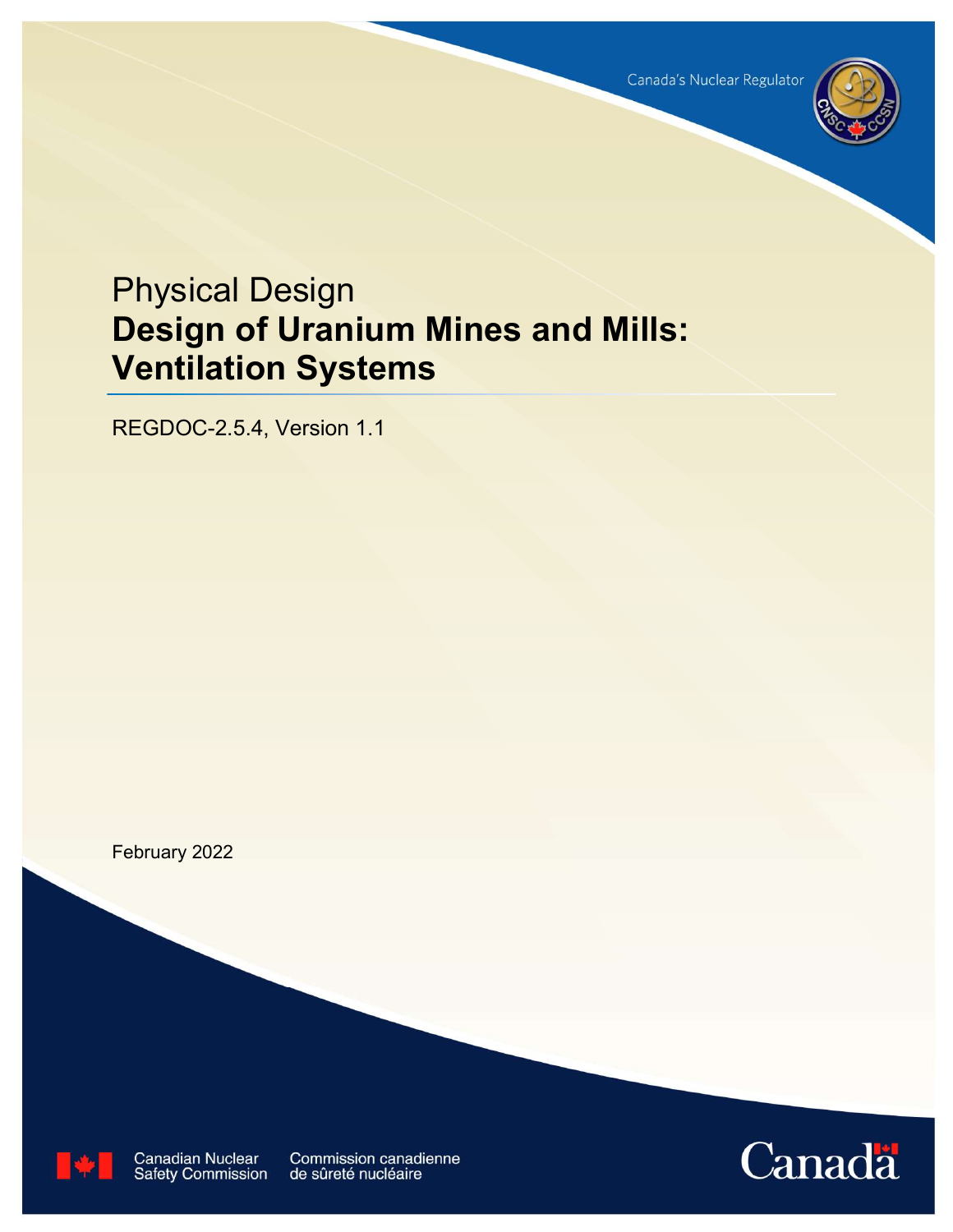Canada's Nuclear Regulator

# Physical Design
# Design of Uranium Mines and Mills: Ventilation Systems

REGDOC-2.5.4, Version 1.1

February 2022

Canadian Nuclear Safety Commission | Commission canadienne de sûreté nucléaire

Canada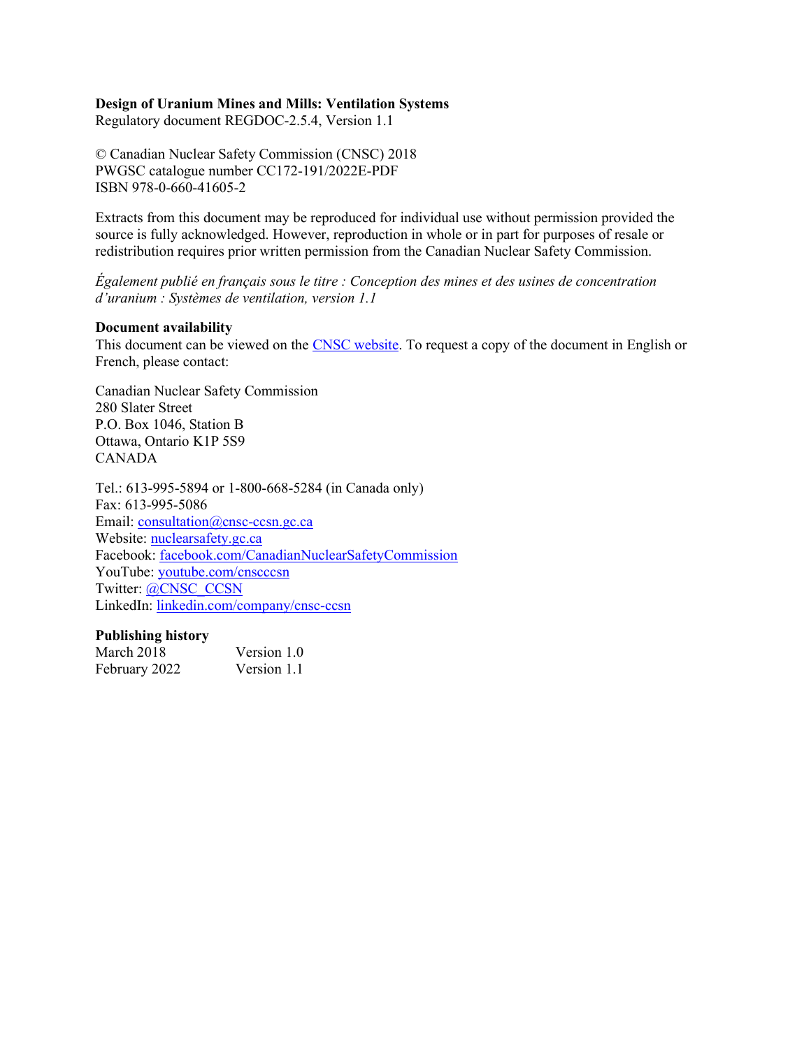**Design of Uranium Mines and Mills: Ventilation Systems**
Regulatory document REGDOC-2.5.4, Version 1.1

© Canadian Nuclear Safety Commission (CNSC) 2018
PWGSC catalogue number CC172-191/2022E-PDF
ISBN 978-0-660-41605-2

Extracts from this document may be reproduced for individual use without permission provided the source is fully acknowledged. However, reproduction in whole or in part for purposes of resale or redistribution requires prior written permission from the Canadian Nuclear Safety Commission.

*Également publié en français sous le titre : Conception des mines et des usines de concentration d'uranium : Systèmes de ventilation, version 1.1*

**Document availability**
This document can be viewed on the CNSC website. To request a copy of the document in English or French, please contact:

Canadian Nuclear Safety Commission
280 Slater Street
P.O. Box 1046, Station B
Ottawa, Ontario K1P 5S9
CANADA

Tel.: 613-995-5894 or 1-800-668-5284 (in Canada only)
Fax: 613-995-5086
Email: consultation@cnsc-ccsn.gc.ca
Website: nuclearsafety.gc.ca
Facebook: facebook.com/CanadianNuclearSafetyCommission
YouTube: youtube.com/cnscccsn
Twitter: @CNSC_CCSN
LinkedIn: linkedin.com/company/cnsc-ccsn

**Publishing history**

| | |
|---|---|
| March 2018 | Version 1.0 |
| February 2022 | Version 1.1 |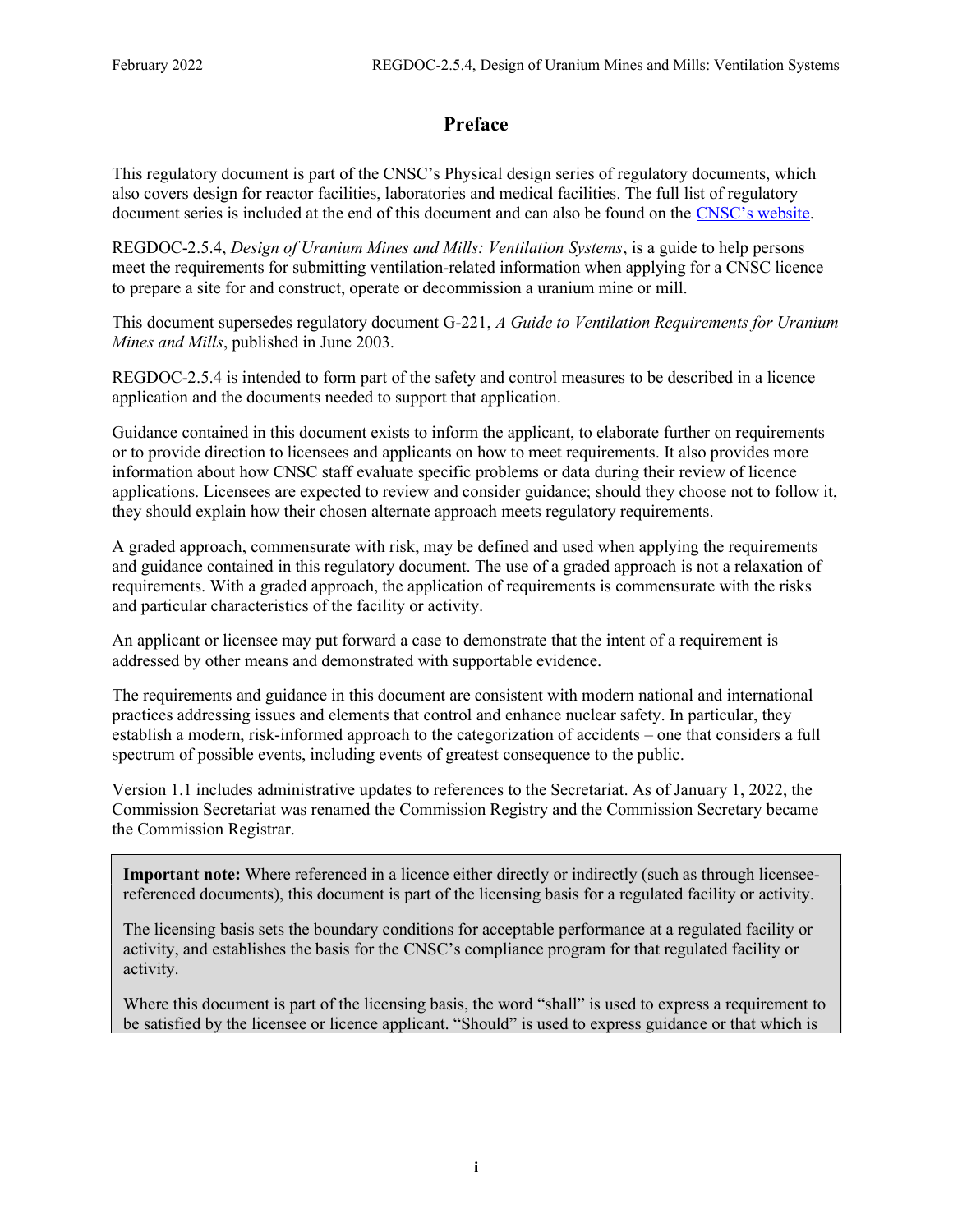# Preface

This regulatory document is part of the CNSC's Physical design series of regulatory documents, which also covers design for reactor facilities, laboratories and medical facilities. The full list of regulatory document series is included at the end of this document and can also be found on the CNSC's website.

REGDOC-2.5.4, *Design of Uranium Mines and Mills: Ventilation Systems*, is a guide to help persons meet the requirements for submitting ventilation-related information when applying for a CNSC licence to prepare a site for and construct, operate or decommission a uranium mine or mill.

This document supersedes regulatory document G-221, *A Guide to Ventilation Requirements for Uranium Mines and Mills*, published in June 2003.

REGDOC-2.5.4 is intended to form part of the safety and control measures to be described in a licence application and the documents needed to support that application.

Guidance contained in this document exists to inform the applicant, to elaborate further on requirements or to provide direction to licensees and applicants on how to meet requirements. It also provides more information about how CNSC staff evaluate specific problems or data during their review of licence applications. Licensees are expected to review and consider guidance; should they choose not to follow it, they should explain how their chosen alternate approach meets regulatory requirements.

A graded approach, commensurate with risk, may be defined and used when applying the requirements and guidance contained in this regulatory document. The use of a graded approach is not a relaxation of requirements. With a graded approach, the application of requirements is commensurate with the risks and particular characteristics of the facility or activity.

An applicant or licensee may put forward a case to demonstrate that the intent of a requirement is addressed by other means and demonstrated with supportable evidence.

The requirements and guidance in this document are consistent with modern national and international practices addressing issues and elements that control and enhance nuclear safety. In particular, they establish a modern, risk-informed approach to the categorization of accidents – one that considers a full spectrum of possible events, including events of greatest consequence to the public.

Version 1.1 includes administrative updates to references to the Secretariat. As of January 1, 2022, the Commission Secretariat was renamed the Commission Registry and the Commission Secretary became the Commission Registrar.

**Important note:** Where referenced in a licence either directly or indirectly (such as through licensee-referenced documents), this document is part of the licensing basis for a regulated facility or activity.

The licensing basis sets the boundary conditions for acceptable performance at a regulated facility or activity, and establishes the basis for the CNSC's compliance program for that regulated facility or activity.

Where this document is part of the licensing basis, the word "shall" is used to express a requirement to be satisfied by the licensee or licence applicant. "Should" is used to express guidance or that which is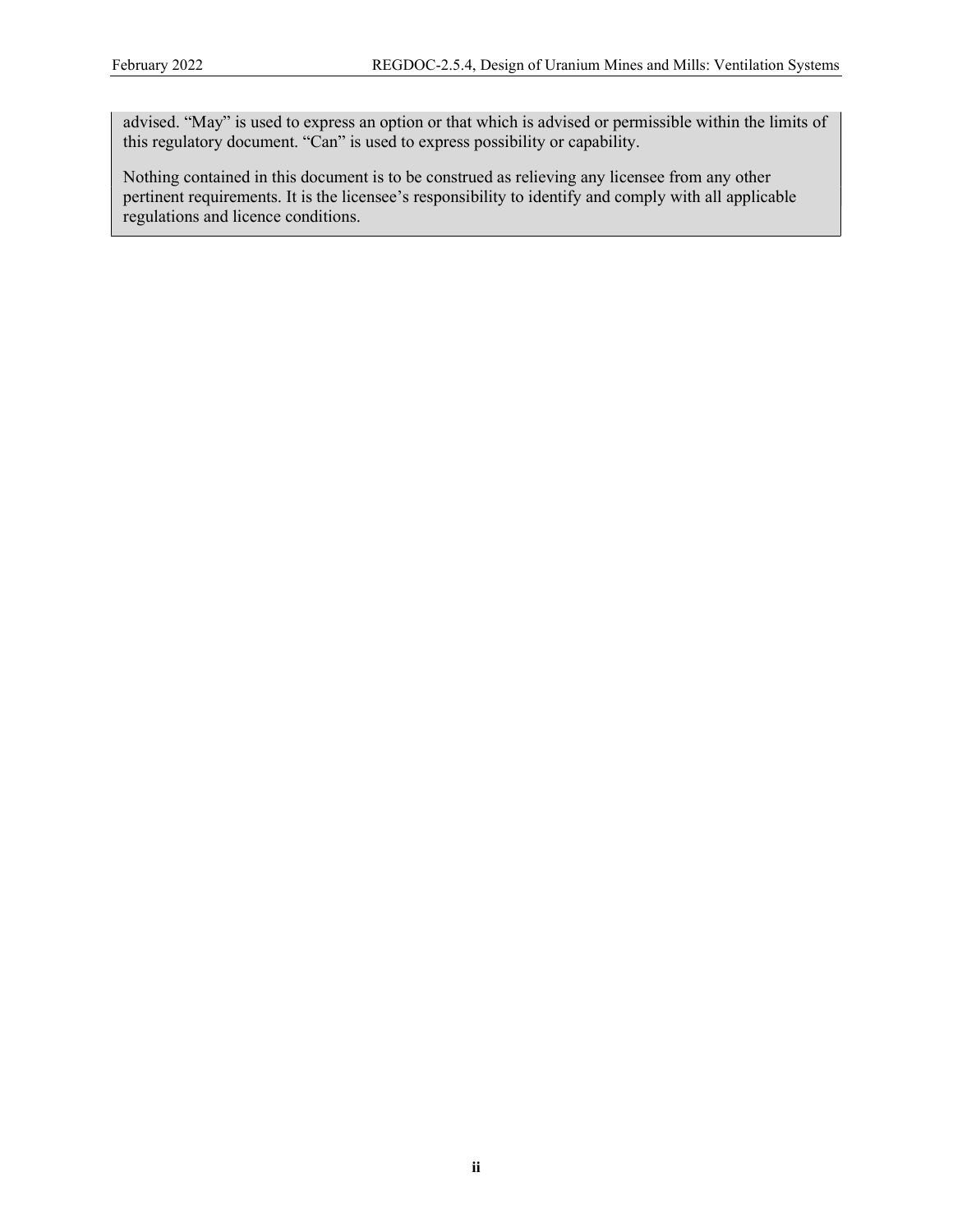advised. “May” is used to express an option or that which is advised or permissible within the limits of this regulatory document. “Can” is used to express possibility or capability.

Nothing contained in this document is to be construed as relieving any licensee from any other pertinent requirements. It is the licensee’s responsibility to identify and comply with all applicable regulations and licence conditions.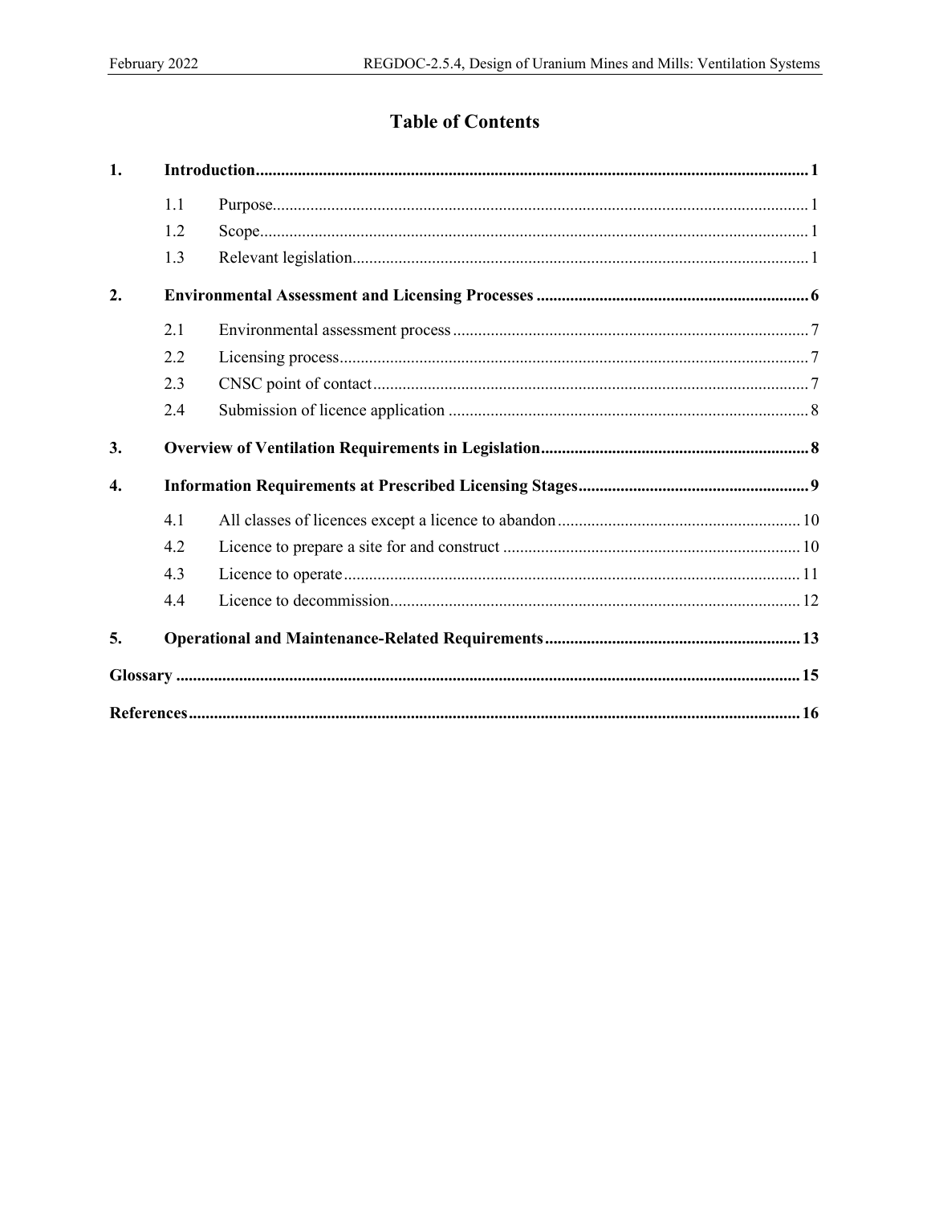# Table of Contents

| | | | |
|---|---|---|---|
| **1.** | **Introduction** | | **1** |
| | 1.1 | Purpose | 1 |
| | 1.2 | Scope | 1 |
| | 1.3 | Relevant legislation | 1 |
| **2.** | **Environmental Assessment and Licensing Processes** | | **6** |
| | 2.1 | Environmental assessment process | 7 |
| | 2.2 | Licensing process | 7 |
| | 2.3 | CNSC point of contact | 7 |
| | 2.4 | Submission of licence application | 8 |
| **3.** | **Overview of Ventilation Requirements in Legislation** | | **8** |
| **4.** | **Information Requirements at Prescribed Licensing Stages** | | **9** |
| | 4.1 | All classes of licences except a licence to abandon | 10 |
| | 4.2 | Licence to prepare a site for and construct | 10 |
| | 4.3 | Licence to operate | 11 |
| | 4.4 | Licence to decommission | 12 |
| **5.** | **Operational and Maintenance-Related Requirements** | | **13** |
| **Glossary** | | | **15** |
| **References** | | | **16** |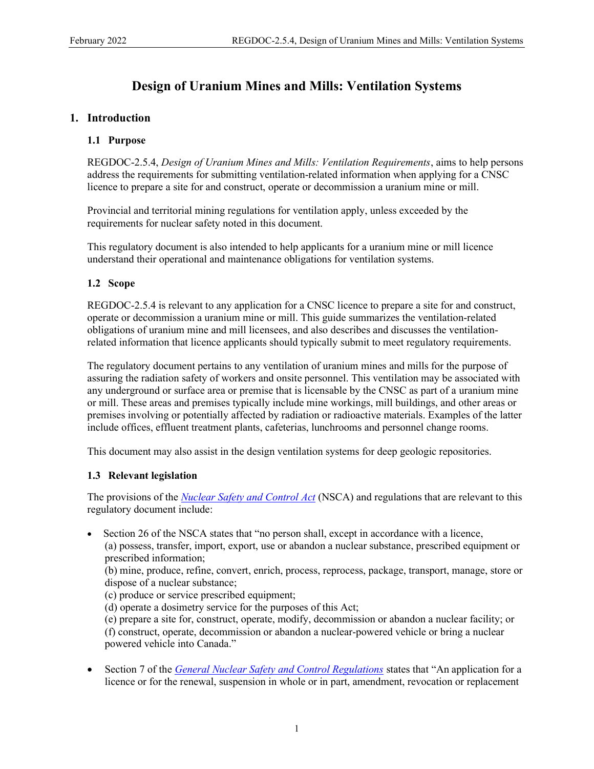# Design of Uranium Mines and Mills: Ventilation Systems

## 1. Introduction

### 1.1 Purpose

REGDOC-2.5.4, *Design of Uranium Mines and Mills: Ventilation Requirements*, aims to help persons address the requirements for submitting ventilation-related information when applying for a CNSC licence to prepare a site for and construct, operate or decommission a uranium mine or mill.

Provincial and territorial mining regulations for ventilation apply, unless exceeded by the requirements for nuclear safety noted in this document.

This regulatory document is also intended to help applicants for a uranium mine or mill licence understand their operational and maintenance obligations for ventilation systems.

### 1.2 Scope

REGDOC-2.5.4 is relevant to any application for a CNSC licence to prepare a site for and construct, operate or decommission a uranium mine or mill. This guide summarizes the ventilation-related obligations of uranium mine and mill licensees, and also describes and discusses the ventilation-related information that licence applicants should typically submit to meet regulatory requirements.

The regulatory document pertains to any ventilation of uranium mines and mills for the purpose of assuring the radiation safety of workers and onsite personnel. This ventilation may be associated with any underground or surface area or premise that is licensable by the CNSC as part of a uranium mine or mill. These areas and premises typically include mine workings, mill buildings, and other areas or premises involving or potentially affected by radiation or radioactive materials. Examples of the latter include offices, effluent treatment plants, cafeterias, lunchrooms and personnel change rooms.

This document may also assist in the design ventilation systems for deep geologic repositories.

### 1.3 Relevant legislation

The provisions of the *Nuclear Safety and Control Act* (NSCA) and regulations that are relevant to this regulatory document include:

- Section 26 of the NSCA states that "no person shall, except in accordance with a licence,
  (a) possess, transfer, import, export, use or abandon a nuclear substance, prescribed equipment or prescribed information;
  (b) mine, produce, refine, convert, enrich, process, reprocess, package, transport, manage, store or dispose of a nuclear substance;
  (c) produce or service prescribed equipment;
  (d) operate a dosimetry service for the purposes of this Act;
  (e) prepare a site for, construct, operate, modify, decommission or abandon a nuclear facility; or
  (f) construct, operate, decommission or abandon a nuclear-powered vehicle or bring a nuclear powered vehicle into Canada."
- Section 7 of the *General Nuclear Safety and Control Regulations* states that "An application for a licence or for the renewal, suspension in whole or in part, amendment, revocation or replacement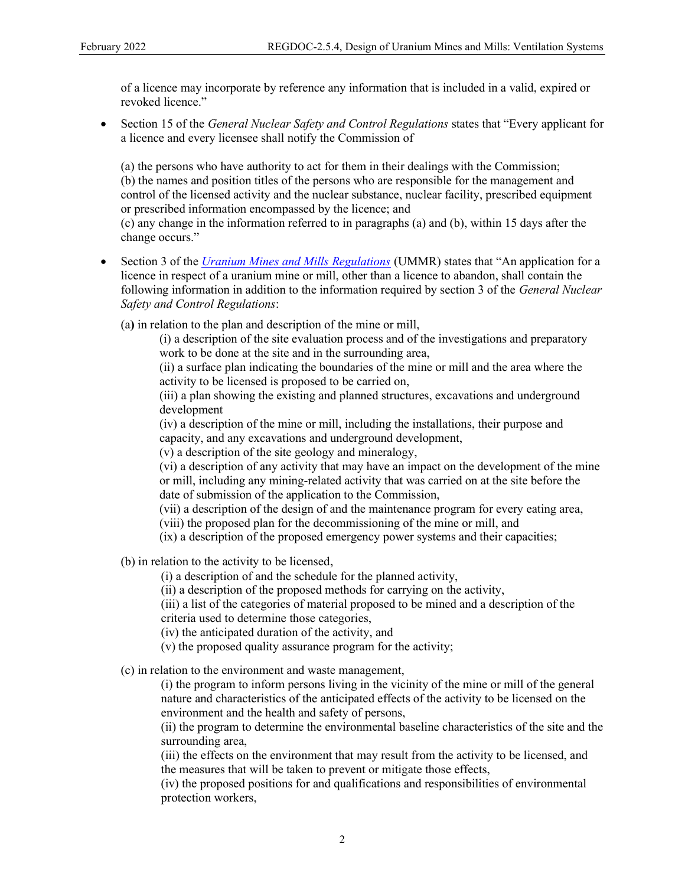of a licence may incorporate by reference any information that is included in a valid, expired or revoked licence."

- Section 15 of the *General Nuclear Safety and Control Regulations* states that "Every applicant for a licence and every licensee shall notify the Commission of

  (a) the persons who have authority to act for them in their dealings with the Commission;
  (b) the names and position titles of the persons who are responsible for the management and control of the licensed activity and the nuclear substance, nuclear facility, prescribed equipment or prescribed information encompassed by the licence; and
  (c) any change in the information referred to in paragraphs (a) and (b), within 15 days after the change occurs."

- Section 3 of the *Uranium Mines and Mills Regulations* (UMMR) states that "An application for a licence in respect of a uranium mine or mill, other than a licence to abandon, shall contain the following information in addition to the information required by section 3 of the *General Nuclear Safety and Control Regulations*:

  (a) in relation to the plan and description of the mine or mill,
    (i) a description of the site evaluation process and of the investigations and preparatory work to be done at the site and in the surrounding area,
    (ii) a surface plan indicating the boundaries of the mine or mill and the area where the activity to be licensed is proposed to be carried on,
    (iii) a plan showing the existing and planned structures, excavations and underground development
    (iv) a description of the mine or mill, including the installations, their purpose and capacity, and any excavations and underground development,
    (v) a description of the site geology and mineralogy,
    (vi) a description of any activity that may have an impact on the development of the mine or mill, including any mining-related activity that was carried on at the site before the date of submission of the application to the Commission,
    (vii) a description of the design of and the maintenance program for every eating area,
    (viii) the proposed plan for the decommissioning of the mine or mill, and
    (ix) a description of the proposed emergency power systems and their capacities;

  (b) in relation to the activity to be licensed,
    (i) a description of and the schedule for the planned activity,
    (ii) a description of the proposed methods for carrying on the activity,
    (iii) a list of the categories of material proposed to be mined and a description of the criteria used to determine those categories,
    (iv) the anticipated duration of the activity, and
    (v) the proposed quality assurance program for the activity;

  (c) in relation to the environment and waste management,
    (i) the program to inform persons living in the vicinity of the mine or mill of the general nature and characteristics of the anticipated effects of the activity to be licensed on the environment and the health and safety of persons,
    (ii) the program to determine the environmental baseline characteristics of the site and the surrounding area,
    (iii) the effects on the environment that may result from the activity to be licensed, and the measures that will be taken to prevent or mitigate those effects,
    (iv) the proposed positions for and qualifications and responsibilities of environmental protection workers,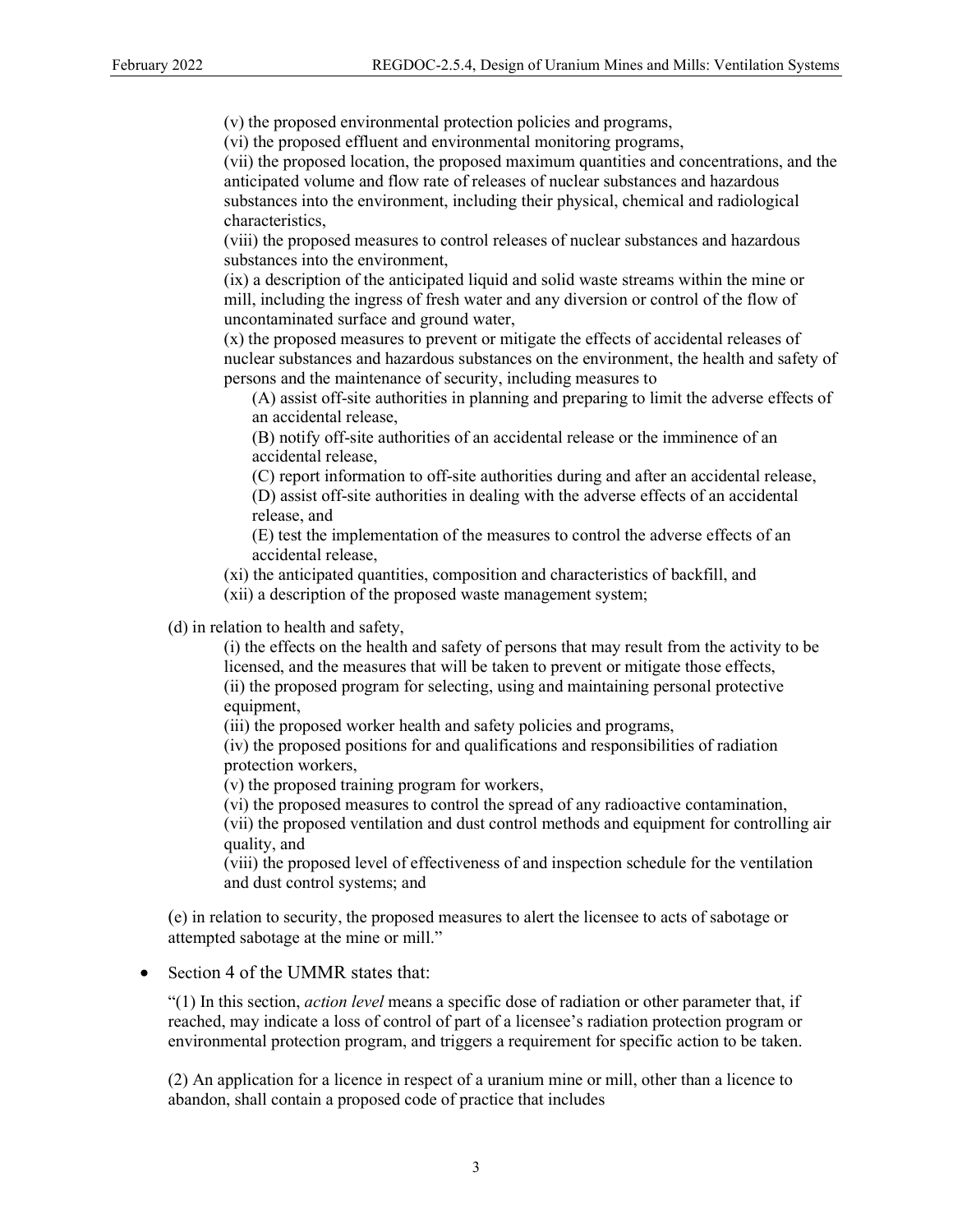(v) the proposed environmental protection policies and programs,
(vi) the proposed effluent and environmental monitoring programs,
(vii) the proposed location, the proposed maximum quantities and concentrations, and the anticipated volume and flow rate of releases of nuclear substances and hazardous substances into the environment, including their physical, chemical and radiological characteristics,
(viii) the proposed measures to control releases of nuclear substances and hazardous substances into the environment,
(ix) a description of the anticipated liquid and solid waste streams within the mine or mill, including the ingress of fresh water and any diversion or control of the flow of uncontaminated surface and ground water,
(x) the proposed measures to prevent or mitigate the effects of accidental releases of nuclear substances and hazardous substances on the environment, the health and safety of persons and the maintenance of security, including measures to
(A) assist off-site authorities in planning and preparing to limit the adverse effects of an accidental release,
(B) notify off-site authorities of an accidental release or the imminence of an accidental release,
(C) report information to off-site authorities during and after an accidental release,
(D) assist off-site authorities in dealing with the adverse effects of an accidental release, and
(E) test the implementation of the measures to control the adverse effects of an accidental release,
(xi) the anticipated quantities, composition and characteristics of backfill, and
(xii) a description of the proposed waste management system;

(d) in relation to health and safety,
(i) the effects on the health and safety of persons that may result from the activity to be licensed, and the measures that will be taken to prevent or mitigate those effects,
(ii) the proposed program for selecting, using and maintaining personal protective equipment,
(iii) the proposed worker health and safety policies and programs,
(iv) the proposed positions for and qualifications and responsibilities of radiation protection workers,
(v) the proposed training program for workers,
(vi) the proposed measures to control the spread of any radioactive contamination,
(vii) the proposed ventilation and dust control methods and equipment for controlling air quality, and
(viii) the proposed level of effectiveness of and inspection schedule for the ventilation and dust control systems; and

(e) in relation to security, the proposed measures to alert the licensee to acts of sabotage or attempted sabotage at the mine or mill."

- Section 4 of the UMMR states that:

  "(1) In this section, *action level* means a specific dose of radiation or other parameter that, if reached, may indicate a loss of control of part of a licensee's radiation protection program or environmental protection program, and triggers a requirement for specific action to be taken.

  (2) An application for a licence in respect of a uranium mine or mill, other than a licence to abandon, shall contain a proposed code of practice that includes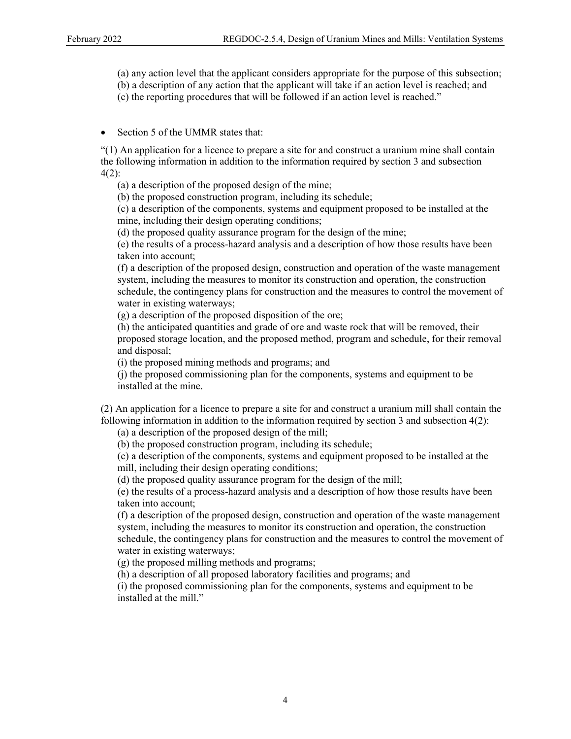(a) any action level that the applicant considers appropriate for the purpose of this subsection;
(b) a description of any action that the applicant will take if an action level is reached; and
(c) the reporting procedures that will be followed if an action level is reached."

- Section 5 of the UMMR states that:

"(1) An application for a licence to prepare a site for and construct a uranium mine shall contain the following information in addition to the information required by section 3 and subsection 4(2):

(a) a description of the proposed design of the mine;
(b) the proposed construction program, including its schedule;
(c) a description of the components, systems and equipment proposed to be installed at the mine, including their design operating conditions;
(d) the proposed quality assurance program for the design of the mine;
(e) the results of a process-hazard analysis and a description of how those results have been taken into account;
(f) a description of the proposed design, construction and operation of the waste management system, including the measures to monitor its construction and operation, the construction schedule, the contingency plans for construction and the measures to control the movement of water in existing waterways;
(g) a description of the proposed disposition of the ore;
(h) the anticipated quantities and grade of ore and waste rock that will be removed, their proposed storage location, and the proposed method, program and schedule, for their removal and disposal;
(i) the proposed mining methods and programs; and
(j) the proposed commissioning plan for the components, systems and equipment to be installed at the mine.

(2) An application for a licence to prepare a site for and construct a uranium mill shall contain the following information in addition to the information required by section 3 and subsection 4(2):

(a) a description of the proposed design of the mill;
(b) the proposed construction program, including its schedule;
(c) a description of the components, systems and equipment proposed to be installed at the mill, including their design operating conditions;
(d) the proposed quality assurance program for the design of the mill;
(e) the results of a process-hazard analysis and a description of how those results have been taken into account;
(f) a description of the proposed design, construction and operation of the waste management system, including the measures to monitor its construction and operation, the construction schedule, the contingency plans for construction and the measures to control the movement of water in existing waterways;
(g) the proposed milling methods and programs;
(h) a description of all proposed laboratory facilities and programs; and
(i) the proposed commissioning plan for the components, systems and equipment to be installed at the mill."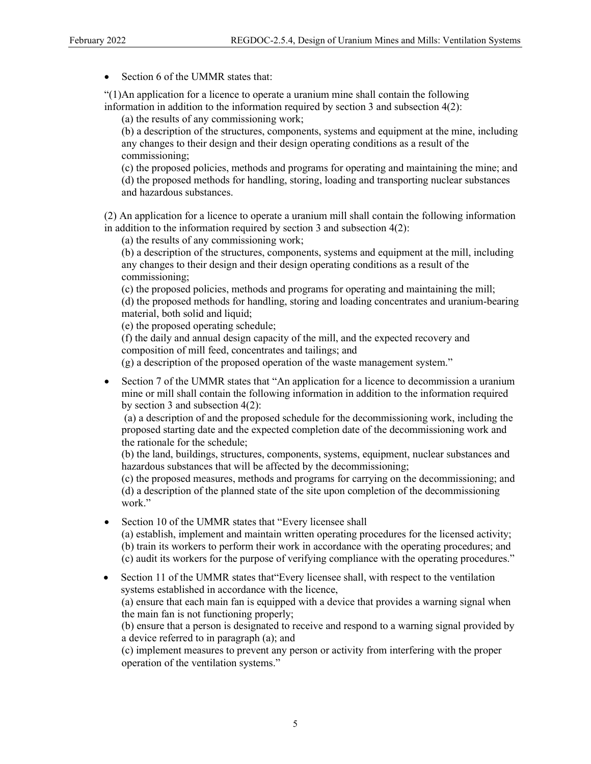- Section 6 of the UMMR states that:

"(1)An application for a licence to operate a uranium mine shall contain the following information in addition to the information required by section 3 and subsection 4(2):

  (a) the results of any commissioning work;

  (b) a description of the structures, components, systems and equipment at the mine, including any changes to their design and their design operating conditions as a result of the commissioning;

  (c) the proposed policies, methods and programs for operating and maintaining the mine; and

  (d) the proposed methods for handling, storing, loading and transporting nuclear substances and hazardous substances.

(2) An application for a licence to operate a uranium mill shall contain the following information in addition to the information required by section 3 and subsection 4(2):

  (a) the results of any commissioning work;

  (b) a description of the structures, components, systems and equipment at the mill, including any changes to their design and their design operating conditions as a result of the commissioning;

  (c) the proposed policies, methods and programs for operating and maintaining the mill;

  (d) the proposed methods for handling, storing and loading concentrates and uranium-bearing material, both solid and liquid;

  (e) the proposed operating schedule;

  (f) the daily and annual design capacity of the mill, and the expected recovery and composition of mill feed, concentrates and tailings; and

  (g) a description of the proposed operation of the waste management system."

- Section 7 of the UMMR states that "An application for a licence to decommission a uranium mine or mill shall contain the following information in addition to the information required by section 3 and subsection 4(2):

  (a) a description of and the proposed schedule for the decommissioning work, including the proposed starting date and the expected completion date of the decommissioning work and the rationale for the schedule;

  (b) the land, buildings, structures, components, systems, equipment, nuclear substances and hazardous substances that will be affected by the decommissioning;

  (c) the proposed measures, methods and programs for carrying on the decommissioning; and

  (d) a description of the planned state of the site upon completion of the decommissioning work."

- Section 10 of the UMMR states that "Every licensee shall

  (a) establish, implement and maintain written operating procedures for the licensed activity;

  (b) train its workers to perform their work in accordance with the operating procedures; and

  (c) audit its workers for the purpose of verifying compliance with the operating procedures."

- Section 11 of the UMMR states that"Every licensee shall, with respect to the ventilation systems established in accordance with the licence,

  (a) ensure that each main fan is equipped with a device that provides a warning signal when the main fan is not functioning properly;

  (b) ensure that a person is designated to receive and respond to a warning signal provided by a device referred to in paragraph (a); and

  (c) implement measures to prevent any person or activity from interfering with the proper operation of the ventilation systems."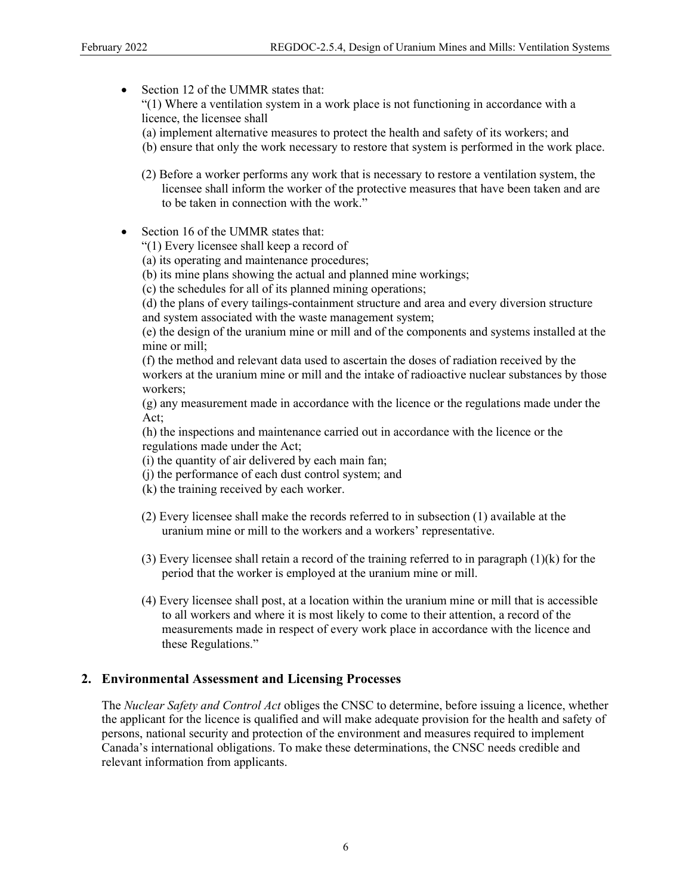- Section 12 of the UMMR states that:
  "(1) Where a ventilation system in a work place is not functioning in accordance with a licence, the licensee shall
  (a) implement alternative measures to protect the health and safety of its workers; and
  (b) ensure that only the work necessary to restore that system is performed in the work place.

  (2) Before a worker performs any work that is necessary to restore a ventilation system, the licensee shall inform the worker of the protective measures that have been taken and are to be taken in connection with the work."

- Section 16 of the UMMR states that:
  "(1) Every licensee shall keep a record of
  (a) its operating and maintenance procedures;
  (b) its mine plans showing the actual and planned mine workings;
  (c) the schedules for all of its planned mining operations;
  (d) the plans of every tailings-containment structure and area and every diversion structure and system associated with the waste management system;
  (e) the design of the uranium mine or mill and of the components and systems installed at the mine or mill;
  (f) the method and relevant data used to ascertain the doses of radiation received by the workers at the uranium mine or mill and the intake of radioactive nuclear substances by those workers;
  (g) any measurement made in accordance with the licence or the regulations made under the Act;
  (h) the inspections and maintenance carried out in accordance with the licence or the regulations made under the Act;
  (i) the quantity of air delivered by each main fan;
  (j) the performance of each dust control system; and
  (k) the training received by each worker.

  (2) Every licensee shall make the records referred to in subsection (1) available at the uranium mine or mill to the workers and a workers' representative.

  (3) Every licensee shall retain a record of the training referred to in paragraph (1)(k) for the period that the worker is employed at the uranium mine or mill.

  (4) Every licensee shall post, at a location within the uranium mine or mill that is accessible to all workers and where it is most likely to come to their attention, a record of the measurements made in respect of every work place in accordance with the licence and these Regulations."

## 2. Environmental Assessment and Licensing Processes

The *Nuclear Safety and Control Act* obliges the CNSC to determine, before issuing a licence, whether the applicant for the licence is qualified and will make adequate provision for the health and safety of persons, national security and protection of the environment and measures required to implement Canada's international obligations. To make these determinations, the CNSC needs credible and relevant information from applicants.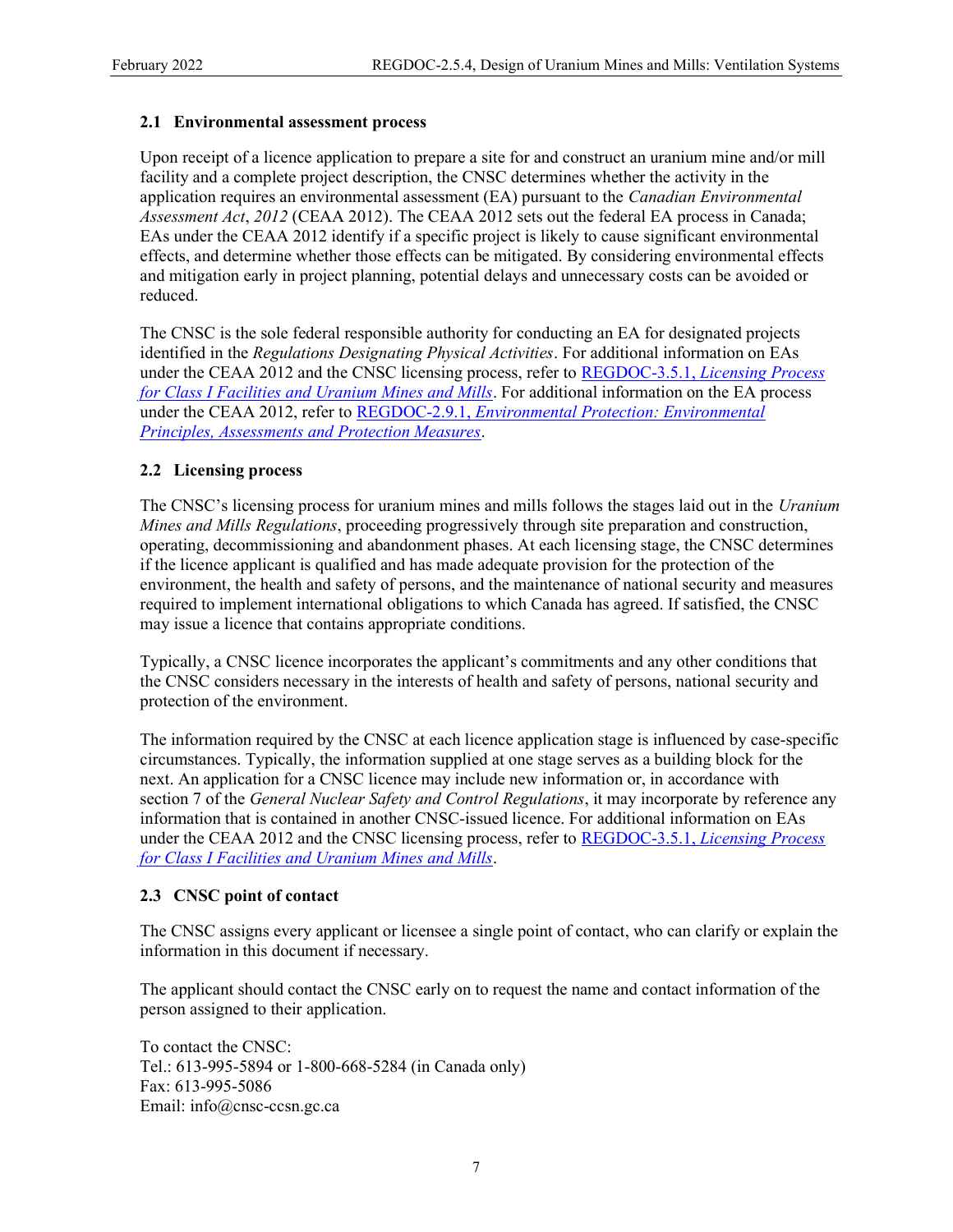### 2.1 Environmental assessment process

Upon receipt of a licence application to prepare a site for and construct an uranium mine and/or mill facility and a complete project description, the CNSC determines whether the activity in the application requires an environmental assessment (EA) pursuant to the *Canadian Environmental Assessment Act*, *2012* (CEAA 2012). The CEAA 2012 sets out the federal EA process in Canada; EAs under the CEAA 2012 identify if a specific project is likely to cause significant environmental effects, and determine whether those effects can be mitigated. By considering environmental effects and mitigation early in project planning, potential delays and unnecessary costs can be avoided or reduced.

The CNSC is the sole federal responsible authority for conducting an EA for designated projects identified in the *Regulations Designating Physical Activities*. For additional information on EAs under the CEAA 2012 and the CNSC licensing process, refer to REGDOC-3.5.1, *Licensing Process for Class I Facilities and Uranium Mines and Mills*. For additional information on the EA process under the CEAA 2012, refer to REGDOC-2.9.1, *Environmental Protection: Environmental Principles, Assessments and Protection Measures*.

### 2.2 Licensing process

The CNSC's licensing process for uranium mines and mills follows the stages laid out in the *Uranium Mines and Mills Regulations*, proceeding progressively through site preparation and construction, operating, decommissioning and abandonment phases. At each licensing stage, the CNSC determines if the licence applicant is qualified and has made adequate provision for the protection of the environment, the health and safety of persons, and the maintenance of national security and measures required to implement international obligations to which Canada has agreed. If satisfied, the CNSC may issue a licence that contains appropriate conditions.

Typically, a CNSC licence incorporates the applicant's commitments and any other conditions that the CNSC considers necessary in the interests of health and safety of persons, national security and protection of the environment.

The information required by the CNSC at each licence application stage is influenced by case-specific circumstances. Typically, the information supplied at one stage serves as a building block for the next. An application for a CNSC licence may include new information or, in accordance with section 7 of the *General Nuclear Safety and Control Regulations*, it may incorporate by reference any information that is contained in another CNSC-issued licence. For additional information on EAs under the CEAA 2012 and the CNSC licensing process, refer to REGDOC-3.5.1, *Licensing Process for Class I Facilities and Uranium Mines and Mills*.

### 2.3 CNSC point of contact

The CNSC assigns every applicant or licensee a single point of contact, who can clarify or explain the information in this document if necessary.

The applicant should contact the CNSC early on to request the name and contact information of the person assigned to their application.

To contact the CNSC:
Tel.: 613-995-5894 or 1-800-668-5284 (in Canada only)
Fax: 613-995-5086
Email: info@cnsc-ccsn.gc.ca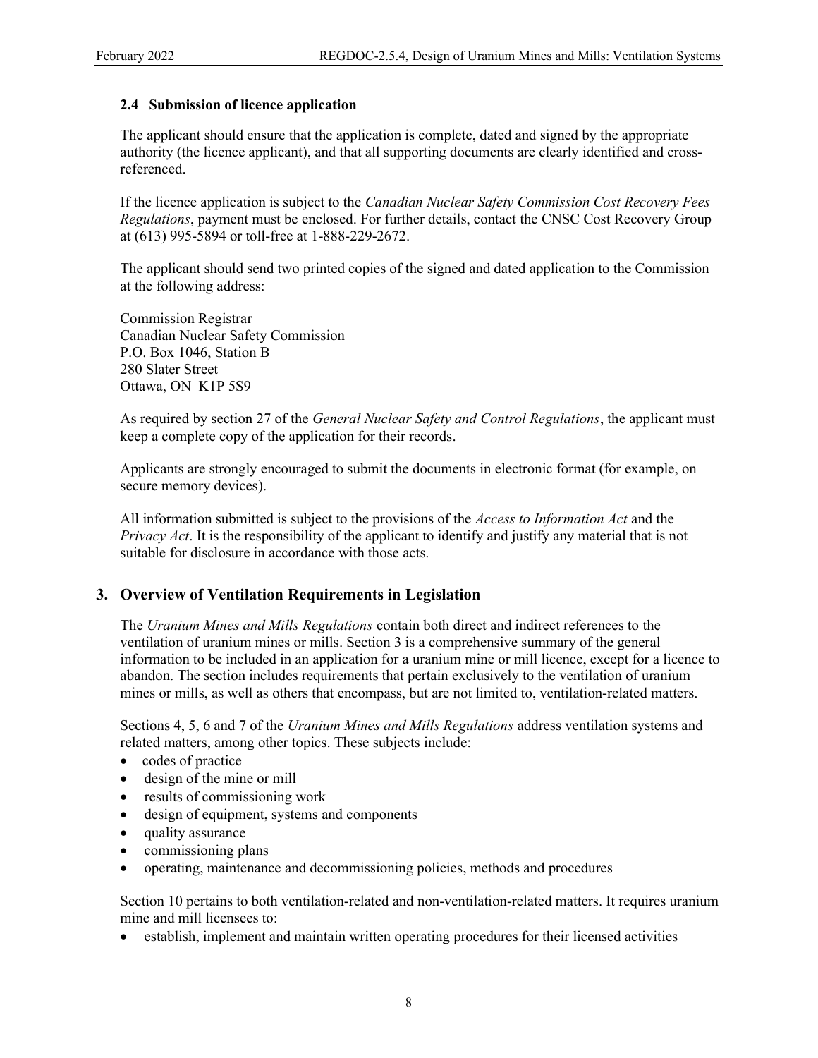### 2.4 Submission of licence application

The applicant should ensure that the application is complete, dated and signed by the appropriate authority (the licence applicant), and that all supporting documents are clearly identified and cross-referenced.

If the licence application is subject to the *Canadian Nuclear Safety Commission Cost Recovery Fees Regulations*, payment must be enclosed. For further details, contact the CNSC Cost Recovery Group at (613) 995-5894 or toll-free at 1-888-229-2672.

The applicant should send two printed copies of the signed and dated application to the Commission at the following address:

Commission Registrar
Canadian Nuclear Safety Commission
P.O. Box 1046, Station B
280 Slater Street
Ottawa, ON K1P 5S9

As required by section 27 of the *General Nuclear Safety and Control Regulations*, the applicant must keep a complete copy of the application for their records.

Applicants are strongly encouraged to submit the documents in electronic format (for example, on secure memory devices).

All information submitted is subject to the provisions of the *Access to Information Act* and the *Privacy Act*. It is the responsibility of the applicant to identify and justify any material that is not suitable for disclosure in accordance with those acts.

## 3. Overview of Ventilation Requirements in Legislation

The *Uranium Mines and Mills Regulations* contain both direct and indirect references to the ventilation of uranium mines or mills. Section 3 is a comprehensive summary of the general information to be included in an application for a uranium mine or mill licence, except for a licence to abandon. The section includes requirements that pertain exclusively to the ventilation of uranium mines or mills, as well as others that encompass, but are not limited to, ventilation-related matters.

Sections 4, 5, 6 and 7 of the *Uranium Mines and Mills Regulations* address ventilation systems and related matters, among other topics. These subjects include:

- codes of practice
- design of the mine or mill
- results of commissioning work
- design of equipment, systems and components
- quality assurance
- commissioning plans
- operating, maintenance and decommissioning policies, methods and procedures

Section 10 pertains to both ventilation-related and non-ventilation-related matters. It requires uranium mine and mill licensees to:

- establish, implement and maintain written operating procedures for their licensed activities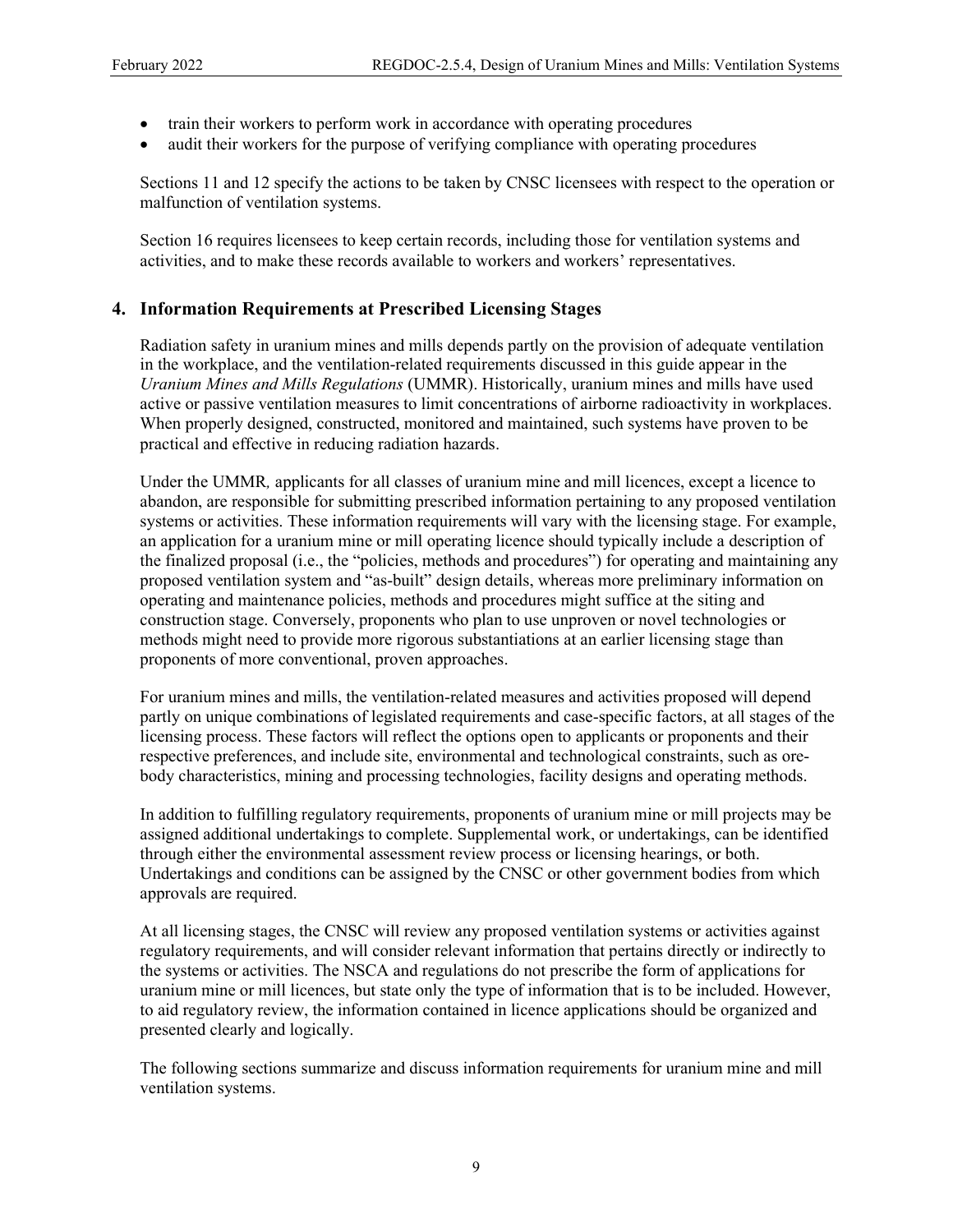- train their workers to perform work in accordance with operating procedures
- audit their workers for the purpose of verifying compliance with operating procedures

Sections 11 and 12 specify the actions to be taken by CNSC licensees with respect to the operation or malfunction of ventilation systems.

Section 16 requires licensees to keep certain records, including those for ventilation systems and activities, and to make these records available to workers and workers' representatives.

## 4. Information Requirements at Prescribed Licensing Stages

Radiation safety in uranium mines and mills depends partly on the provision of adequate ventilation in the workplace, and the ventilation-related requirements discussed in this guide appear in the *Uranium Mines and Mills Regulations* (UMMR). Historically, uranium mines and mills have used active or passive ventilation measures to limit concentrations of airborne radioactivity in workplaces. When properly designed, constructed, monitored and maintained, such systems have proven to be practical and effective in reducing radiation hazards.

Under the UMMR*,* applicants for all classes of uranium mine and mill licences, except a licence to abandon, are responsible for submitting prescribed information pertaining to any proposed ventilation systems or activities. These information requirements will vary with the licensing stage. For example, an application for a uranium mine or mill operating licence should typically include a description of the finalized proposal (i.e., the "policies, methods and procedures") for operating and maintaining any proposed ventilation system and "as-built" design details, whereas more preliminary information on operating and maintenance policies, methods and procedures might suffice at the siting and construction stage. Conversely, proponents who plan to use unproven or novel technologies or methods might need to provide more rigorous substantiations at an earlier licensing stage than proponents of more conventional, proven approaches.

For uranium mines and mills, the ventilation-related measures and activities proposed will depend partly on unique combinations of legislated requirements and case-specific factors, at all stages of the licensing process. These factors will reflect the options open to applicants or proponents and their respective preferences, and include site, environmental and technological constraints, such as ore-body characteristics, mining and processing technologies, facility designs and operating methods.

In addition to fulfilling regulatory requirements, proponents of uranium mine or mill projects may be assigned additional undertakings to complete. Supplemental work, or undertakings, can be identified through either the environmental assessment review process or licensing hearings, or both. Undertakings and conditions can be assigned by the CNSC or other government bodies from which approvals are required.

At all licensing stages, the CNSC will review any proposed ventilation systems or activities against regulatory requirements, and will consider relevant information that pertains directly or indirectly to the systems or activities. The NSCA and regulations do not prescribe the form of applications for uranium mine or mill licences, but state only the type of information that is to be included. However, to aid regulatory review, the information contained in licence applications should be organized and presented clearly and logically.

The following sections summarize and discuss information requirements for uranium mine and mill ventilation systems.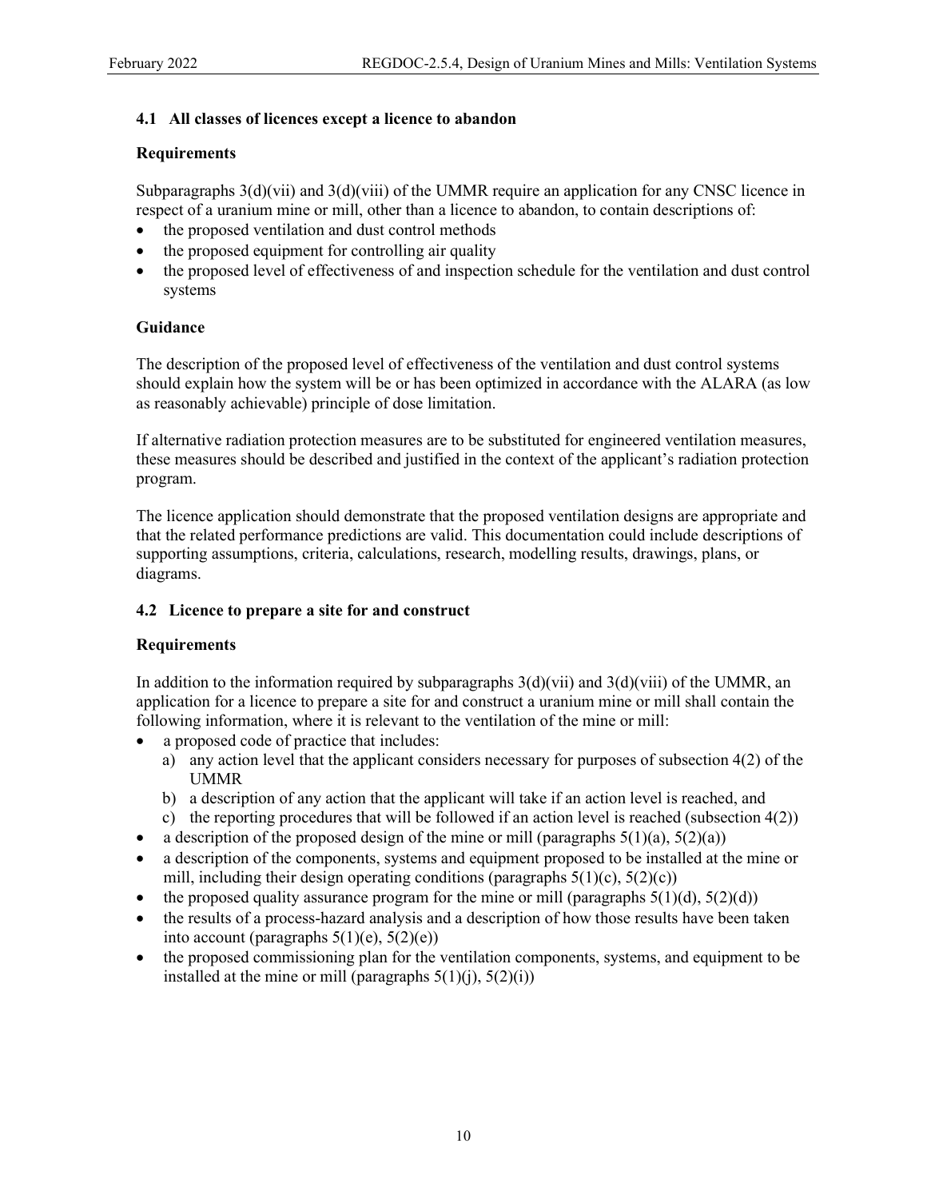### 4.1 All classes of licences except a licence to abandon

#### Requirements

Subparagraphs 3(d)(vii) and 3(d)(viii) of the UMMR require an application for any CNSC licence in respect of a uranium mine or mill, other than a licence to abandon, to contain descriptions of:

- the proposed ventilation and dust control methods
- the proposed equipment for controlling air quality
- the proposed level of effectiveness of and inspection schedule for the ventilation and dust control systems

#### Guidance

The description of the proposed level of effectiveness of the ventilation and dust control systems should explain how the system will be or has been optimized in accordance with the ALARA (as low as reasonably achievable) principle of dose limitation.

If alternative radiation protection measures are to be substituted for engineered ventilation measures, these measures should be described and justified in the context of the applicant's radiation protection program.

The licence application should demonstrate that the proposed ventilation designs are appropriate and that the related performance predictions are valid. This documentation could include descriptions of supporting assumptions, criteria, calculations, research, modelling results, drawings, plans, or diagrams.

### 4.2 Licence to prepare a site for and construct

#### Requirements

In addition to the information required by subparagraphs 3(d)(vii) and 3(d)(viii) of the UMMR, an application for a licence to prepare a site for and construct a uranium mine or mill shall contain the following information, where it is relevant to the ventilation of the mine or mill:

- a proposed code of practice that includes:
  a) any action level that the applicant considers necessary for purposes of subsection 4(2) of the UMMR
  b) a description of any action that the applicant will take if an action level is reached, and
  c) the reporting procedures that will be followed if an action level is reached (subsection 4(2))
- a description of the proposed design of the mine or mill (paragraphs 5(1)(a), 5(2)(a))
- a description of the components, systems and equipment proposed to be installed at the mine or mill, including their design operating conditions (paragraphs 5(1)(c), 5(2)(c))
- the proposed quality assurance program for the mine or mill (paragraphs 5(1)(d), 5(2)(d))
- the results of a process-hazard analysis and a description of how those results have been taken into account (paragraphs 5(1)(e), 5(2)(e))
- the proposed commissioning plan for the ventilation components, systems, and equipment to be installed at the mine or mill (paragraphs 5(1)(j), 5(2)(i))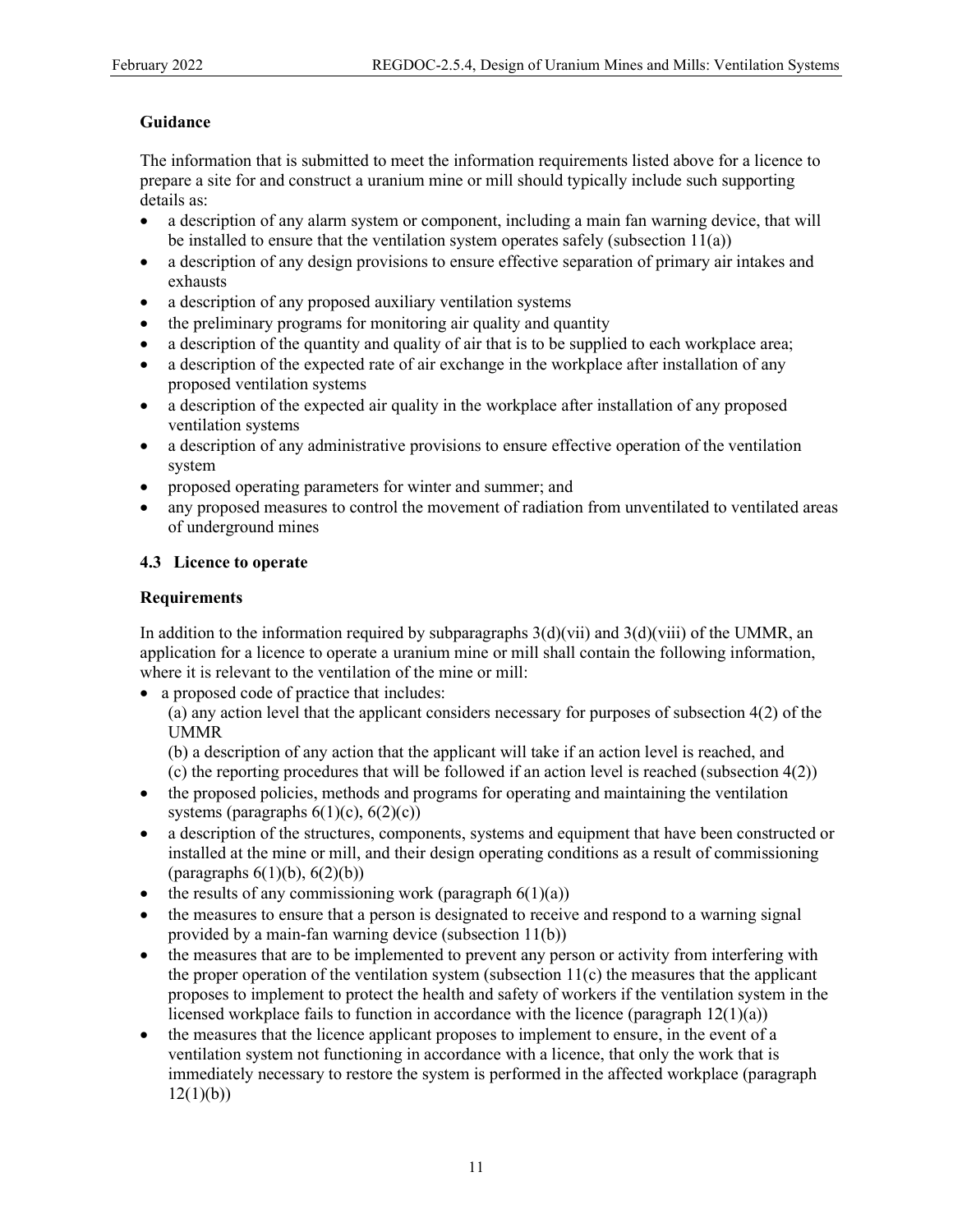**Guidance**

The information that is submitted to meet the information requirements listed above for a licence to prepare a site for and construct a uranium mine or mill should typically include such supporting details as:

- a description of any alarm system or component, including a main fan warning device, that will be installed to ensure that the ventilation system operates safely (subsection 11(a))
- a description of any design provisions to ensure effective separation of primary air intakes and exhausts
- a description of any proposed auxiliary ventilation systems
- the preliminary programs for monitoring air quality and quantity
- a description of the quantity and quality of air that is to be supplied to each workplace area;
- a description of the expected rate of air exchange in the workplace after installation of any proposed ventilation systems
- a description of the expected air quality in the workplace after installation of any proposed ventilation systems
- a description of any administrative provisions to ensure effective operation of the ventilation system
- proposed operating parameters for winter and summer; and
- any proposed measures to control the movement of radiation from unventilated to ventilated areas of underground mines

### 4.3 Licence to operate

**Requirements**

In addition to the information required by subparagraphs 3(d)(vii) and 3(d)(viii) of the UMMR, an application for a licence to operate a uranium mine or mill shall contain the following information, where it is relevant to the ventilation of the mine or mill:

- a proposed code of practice that includes:
  (a) any action level that the applicant considers necessary for purposes of subsection 4(2) of the UMMR
  (b) a description of any action that the applicant will take if an action level is reached, and
  (c) the reporting procedures that will be followed if an action level is reached (subsection 4(2))
- the proposed policies, methods and programs for operating and maintaining the ventilation systems (paragraphs 6(1)(c), 6(2)(c))
- a description of the structures, components, systems and equipment that have been constructed or installed at the mine or mill, and their design operating conditions as a result of commissioning (paragraphs 6(1)(b), 6(2)(b))
- the results of any commissioning work (paragraph 6(1)(a))
- the measures to ensure that a person is designated to receive and respond to a warning signal provided by a main-fan warning device (subsection 11(b))
- the measures that are to be implemented to prevent any person or activity from interfering with the proper operation of the ventilation system (subsection 11(c) the measures that the applicant proposes to implement to protect the health and safety of workers if the ventilation system in the licensed workplace fails to function in accordance with the licence (paragraph 12(1)(a))
- the measures that the licence applicant proposes to implement to ensure, in the event of a ventilation system not functioning in accordance with a licence, that only the work that is immediately necessary to restore the system is performed in the affected workplace (paragraph 12(1)(b))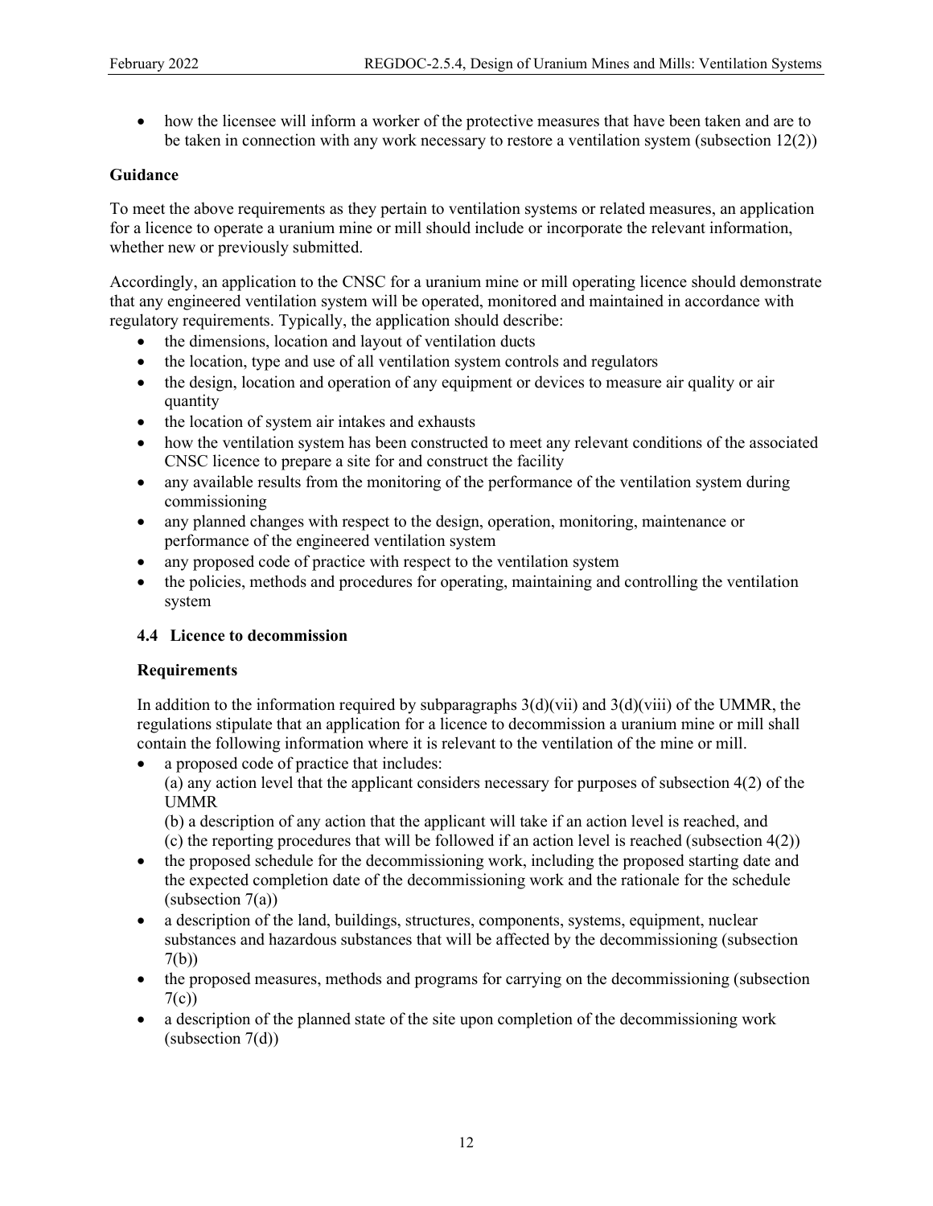- how the licensee will inform a worker of the protective measures that have been taken and are to be taken in connection with any work necessary to restore a ventilation system (subsection 12(2))

**Guidance**

To meet the above requirements as they pertain to ventilation systems or related measures, an application for a licence to operate a uranium mine or mill should include or incorporate the relevant information, whether new or previously submitted.

Accordingly, an application to the CNSC for a uranium mine or mill operating licence should demonstrate that any engineered ventilation system will be operated, monitored and maintained in accordance with regulatory requirements. Typically, the application should describe:

- the dimensions, location and layout of ventilation ducts
- the location, type and use of all ventilation system controls and regulators
- the design, location and operation of any equipment or devices to measure air quality or air quantity
- the location of system air intakes and exhausts
- how the ventilation system has been constructed to meet any relevant conditions of the associated CNSC licence to prepare a site for and construct the facility
- any available results from the monitoring of the performance of the ventilation system during commissioning
- any planned changes with respect to the design, operation, monitoring, maintenance or performance of the engineered ventilation system
- any proposed code of practice with respect to the ventilation system
- the policies, methods and procedures for operating, maintaining and controlling the ventilation system

### 4.4 Licence to decommission

**Requirements**

In addition to the information required by subparagraphs 3(d)(vii) and 3(d)(viii) of the UMMR, the regulations stipulate that an application for a licence to decommission a uranium mine or mill shall contain the following information where it is relevant to the ventilation of the mine or mill.

- a proposed code of practice that includes:
  (a) any action level that the applicant considers necessary for purposes of subsection 4(2) of the UMMR
  (b) a description of any action that the applicant will take if an action level is reached, and
  (c) the reporting procedures that will be followed if an action level is reached (subsection 4(2))
- the proposed schedule for the decommissioning work, including the proposed starting date and the expected completion date of the decommissioning work and the rationale for the schedule (subsection 7(a))
- a description of the land, buildings, structures, components, systems, equipment, nuclear substances and hazardous substances that will be affected by the decommissioning (subsection 7(b))
- the proposed measures, methods and programs for carrying on the decommissioning (subsection 7(c))
- a description of the planned state of the site upon completion of the decommissioning work (subsection 7(d))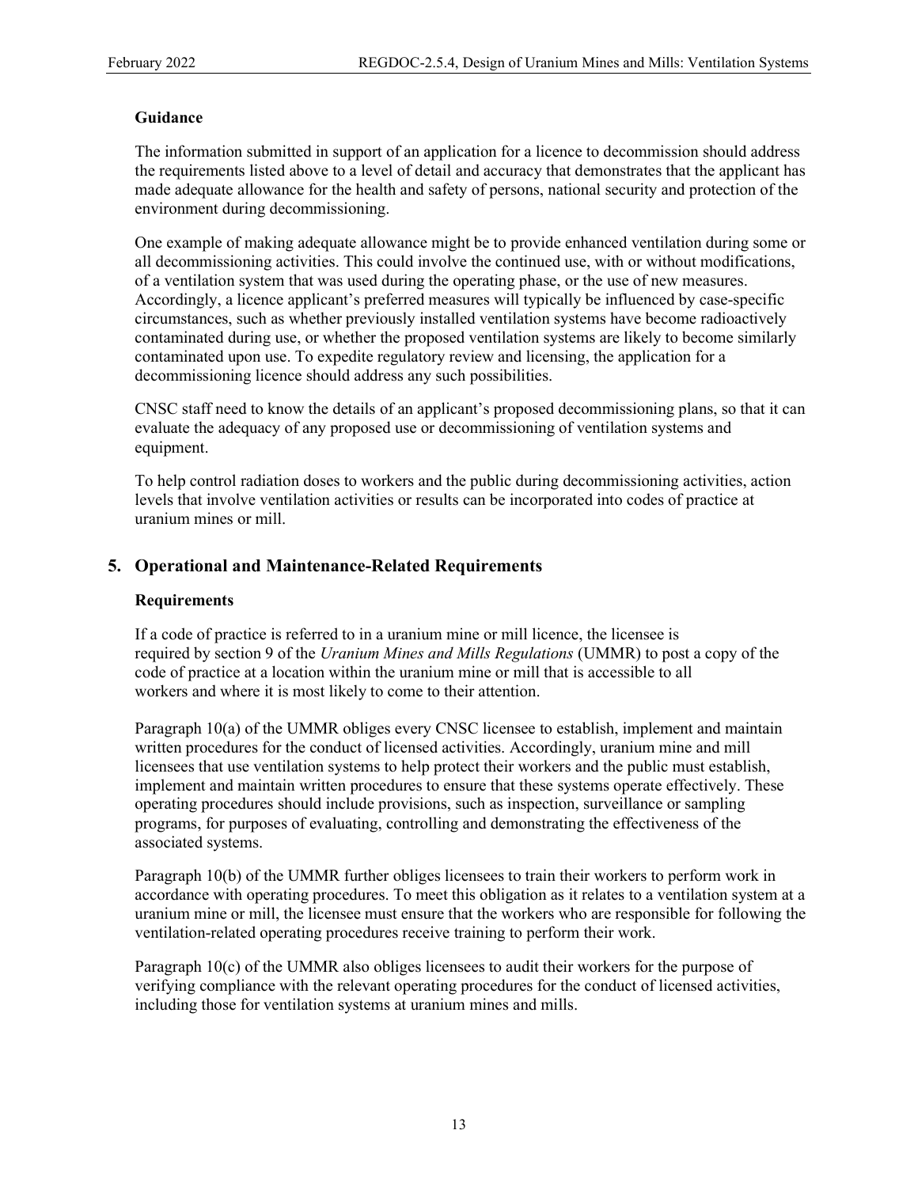### Guidance

The information submitted in support of an application for a licence to decommission should address the requirements listed above to a level of detail and accuracy that demonstrates that the applicant has made adequate allowance for the health and safety of persons, national security and protection of the environment during decommissioning.

One example of making adequate allowance might be to provide enhanced ventilation during some or all decommissioning activities. This could involve the continued use, with or without modifications, of a ventilation system that was used during the operating phase, or the use of new measures. Accordingly, a licence applicant's preferred measures will typically be influenced by case-specific circumstances, such as whether previously installed ventilation systems have become radioactively contaminated during use, or whether the proposed ventilation systems are likely to become similarly contaminated upon use. To expedite regulatory review and licensing, the application for a decommissioning licence should address any such possibilities.

CNSC staff need to know the details of an applicant's proposed decommissioning plans, so that it can evaluate the adequacy of any proposed use or decommissioning of ventilation systems and equipment.

To help control radiation doses to workers and the public during decommissioning activities, action levels that involve ventilation activities or results can be incorporated into codes of practice at uranium mines or mill.

## 5. Operational and Maintenance-Related Requirements

### Requirements

If a code of practice is referred to in a uranium mine or mill licence, the licensee is required by section 9 of the *Uranium Mines and Mills Regulations* (UMMR) to post a copy of the code of practice at a location within the uranium mine or mill that is accessible to all workers and where it is most likely to come to their attention.

Paragraph 10(a) of the UMMR obliges every CNSC licensee to establish, implement and maintain written procedures for the conduct of licensed activities. Accordingly, uranium mine and mill licensees that use ventilation systems to help protect their workers and the public must establish, implement and maintain written procedures to ensure that these systems operate effectively. These operating procedures should include provisions, such as inspection, surveillance or sampling programs, for purposes of evaluating, controlling and demonstrating the effectiveness of the associated systems.

Paragraph 10(b) of the UMMR further obliges licensees to train their workers to perform work in accordance with operating procedures. To meet this obligation as it relates to a ventilation system at a uranium mine or mill, the licensee must ensure that the workers who are responsible for following the ventilation-related operating procedures receive training to perform their work.

Paragraph 10(c) of the UMMR also obliges licensees to audit their workers for the purpose of verifying compliance with the relevant operating procedures for the conduct of licensed activities, including those for ventilation systems at uranium mines and mills.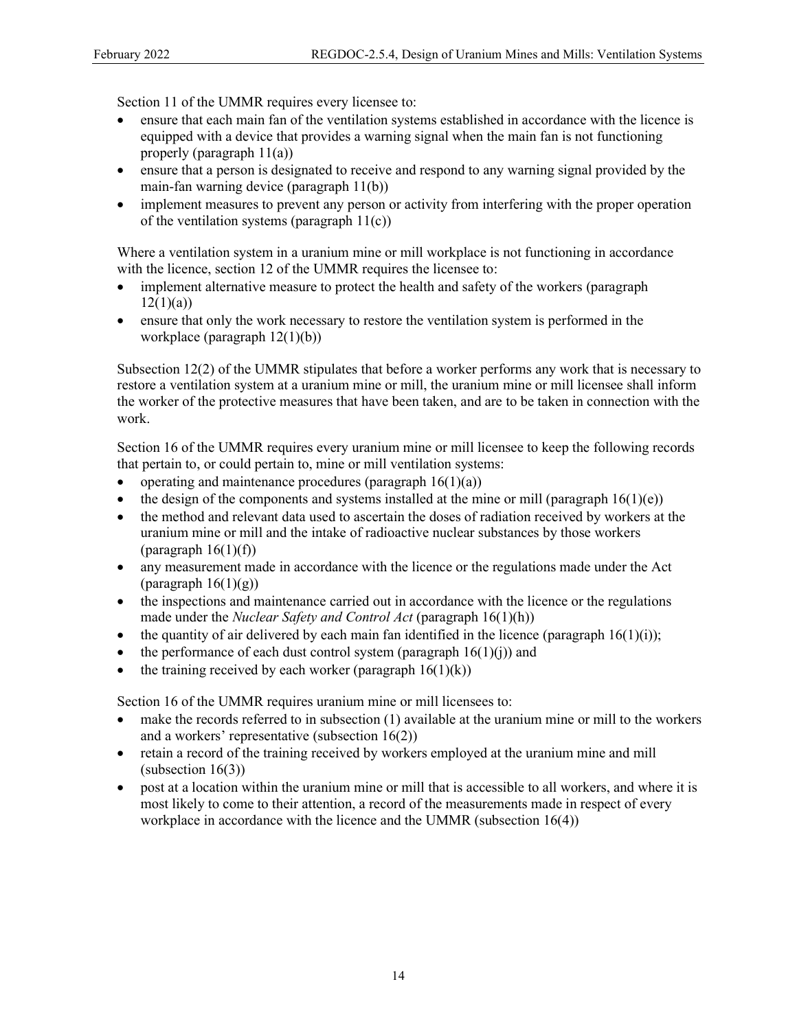Section 11 of the UMMR requires every licensee to:

- ensure that each main fan of the ventilation systems established in accordance with the licence is equipped with a device that provides a warning signal when the main fan is not functioning properly (paragraph 11(a))
- ensure that a person is designated to receive and respond to any warning signal provided by the main-fan warning device (paragraph 11(b))
- implement measures to prevent any person or activity from interfering with the proper operation of the ventilation systems (paragraph 11(c))

Where a ventilation system in a uranium mine or mill workplace is not functioning in accordance with the licence, section 12 of the UMMR requires the licensee to:

- implement alternative measure to protect the health and safety of the workers (paragraph 12(1)(a))
- ensure that only the work necessary to restore the ventilation system is performed in the workplace (paragraph 12(1)(b))

Subsection 12(2) of the UMMR stipulates that before a worker performs any work that is necessary to restore a ventilation system at a uranium mine or mill, the uranium mine or mill licensee shall inform the worker of the protective measures that have been taken, and are to be taken in connection with the work.

Section 16 of the UMMR requires every uranium mine or mill licensee to keep the following records that pertain to, or could pertain to, mine or mill ventilation systems:

- operating and maintenance procedures (paragraph 16(1)(a))
- the design of the components and systems installed at the mine or mill (paragraph 16(1)(e))
- the method and relevant data used to ascertain the doses of radiation received by workers at the uranium mine or mill and the intake of radioactive nuclear substances by those workers (paragraph 16(1)(f))
- any measurement made in accordance with the licence or the regulations made under the Act (paragraph 16(1)(g))
- the inspections and maintenance carried out in accordance with the licence or the regulations made under the *Nuclear Safety and Control Act* (paragraph 16(1)(h))
- the quantity of air delivered by each main fan identified in the licence (paragraph 16(1)(i));
- the performance of each dust control system (paragraph 16(1)(j)) and
- the training received by each worker (paragraph 16(1)(k))

Section 16 of the UMMR requires uranium mine or mill licensees to:

- make the records referred to in subsection (1) available at the uranium mine or mill to the workers and a workers' representative (subsection 16(2))
- retain a record of the training received by workers employed at the uranium mine and mill (subsection 16(3))
- post at a location within the uranium mine or mill that is accessible to all workers, and where it is most likely to come to their attention, a record of the measurements made in respect of every workplace in accordance with the licence and the UMMR (subsection 16(4))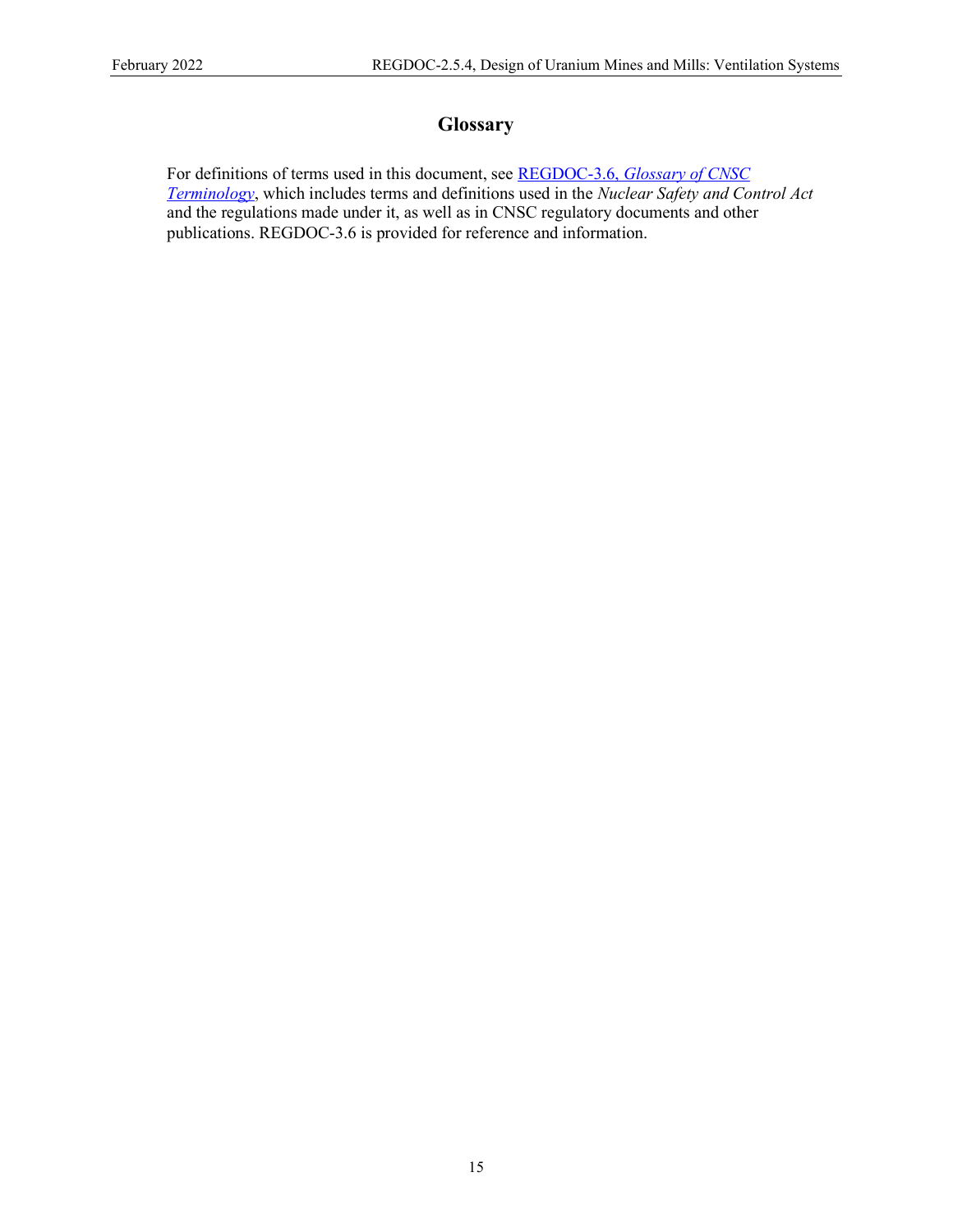# Glossary

For definitions of terms used in this document, see [REGDOC-3.6, *Glossary of CNSC Terminology*](), which includes terms and definitions used in the *Nuclear Safety and Control Act* and the regulations made under it, as well as in CNSC regulatory documents and other publications. REGDOC-3.6 is provided for reference and information.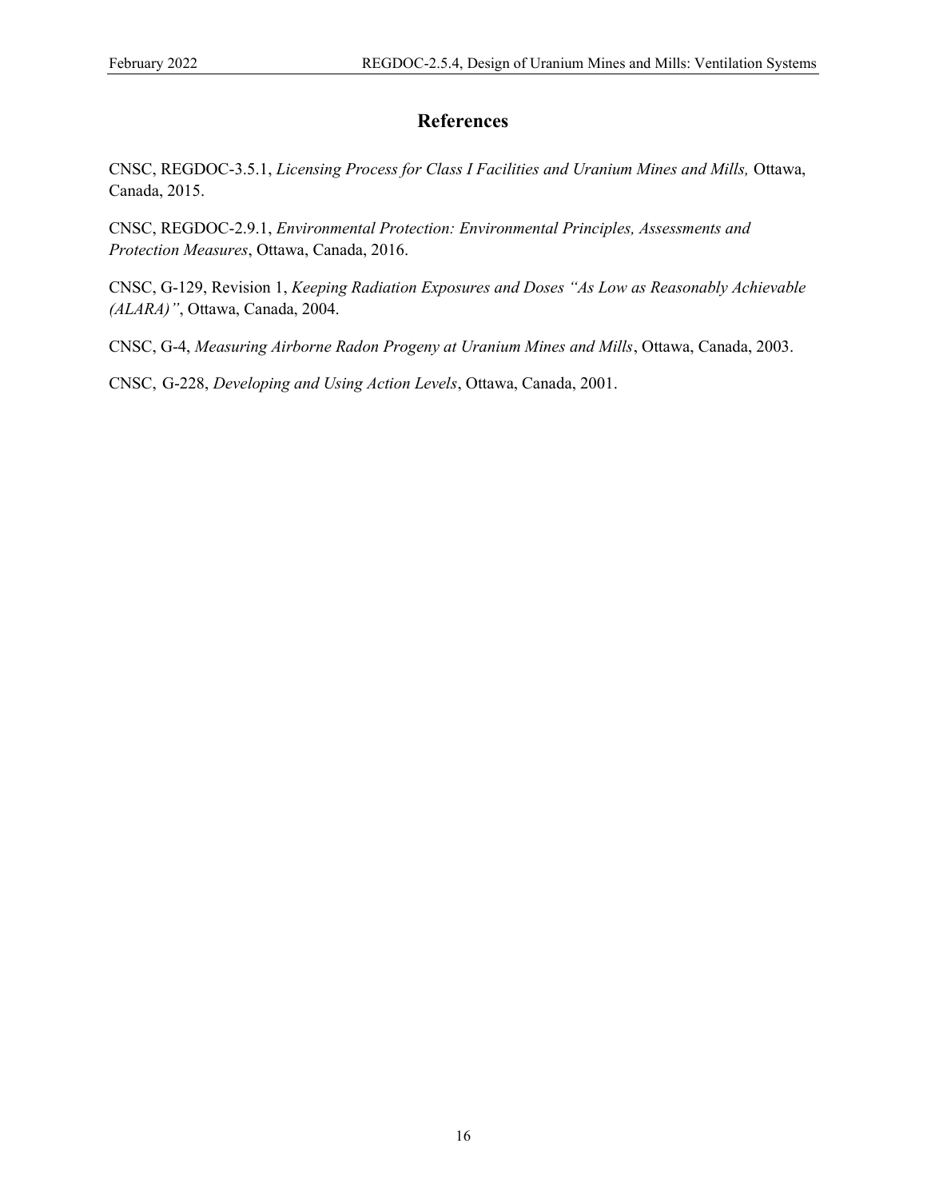# References

CNSC, REGDOC-3.5.1, *Licensing Process for Class I Facilities and Uranium Mines and Mills,* Ottawa, Canada, 2015.

CNSC, REGDOC-2.9.1, *Environmental Protection: Environmental Principles, Assessments and Protection Measures*, Ottawa, Canada, 2016.

CNSC, G-129, Revision 1, *Keeping Radiation Exposures and Doses "As Low as Reasonably Achievable (ALARA)"*, Ottawa, Canada, 2004.

CNSC, G-4, *Measuring Airborne Radon Progeny at Uranium Mines and Mills*, Ottawa, Canada, 2003.

CNSC, G-228, *Developing and Using Action Levels*, Ottawa, Canada, 2001.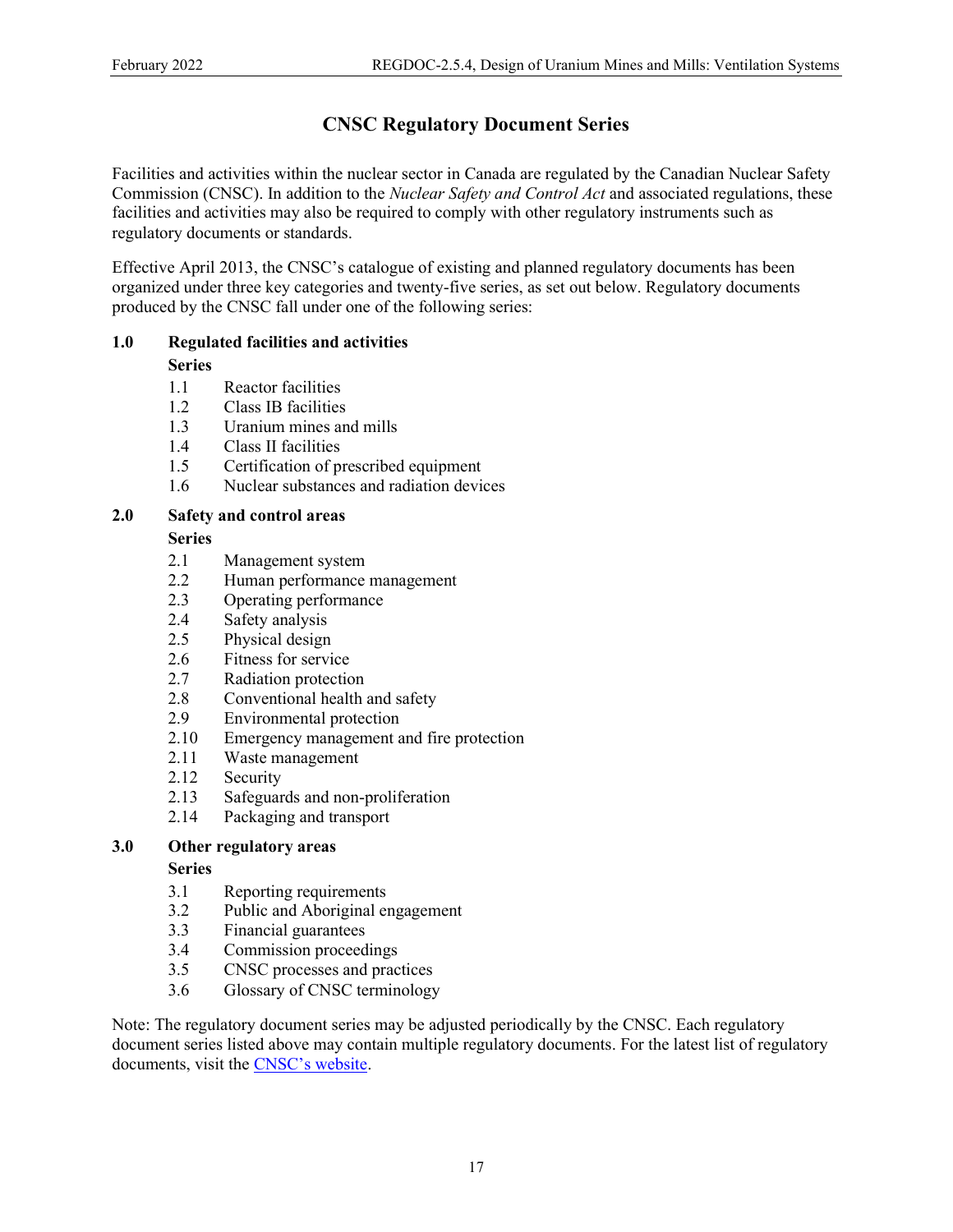# CNSC Regulatory Document Series

Facilities and activities within the nuclear sector in Canada are regulated by the Canadian Nuclear Safety Commission (CNSC). In addition to the *Nuclear Safety and Control Act* and associated regulations, these facilities and activities may also be required to comply with other regulatory instruments such as regulatory documents or standards.

Effective April 2013, the CNSC's catalogue of existing and planned regulatory documents has been organized under three key categories and twenty-five series, as set out below. Regulatory documents produced by the CNSC fall under one of the following series:

**1.0 Regulated facilities and activities**

**Series**

- 1.1 Reactor facilities
- 1.2 Class IB facilities
- 1.3 Uranium mines and mills
- 1.4 Class II facilities
- 1.5 Certification of prescribed equipment
- 1.6 Nuclear substances and radiation devices

**2.0 Safety and control areas**

**Series**

- 2.1 Management system
- 2.2 Human performance management
- 2.3 Operating performance
- 2.4 Safety analysis
- 2.5 Physical design
- 2.6 Fitness for service
- 2.7 Radiation protection
- 2.8 Conventional health and safety
- 2.9 Environmental protection
- 2.10 Emergency management and fire protection
- 2.11 Waste management
- 2.12 Security
- 2.13 Safeguards and non-proliferation
- 2.14 Packaging and transport

**3.0 Other regulatory areas**

**Series**

- 3.1 Reporting requirements
- 3.2 Public and Aboriginal engagement
- 3.3 Financial guarantees
- 3.4 Commission proceedings
- 3.5 CNSC processes and practices
- 3.6 Glossary of CNSC terminology

Note: The regulatory document series may be adjusted periodically by the CNSC. Each regulatory document series listed above may contain multiple regulatory documents. For the latest list of regulatory documents, visit the CNSC's website.